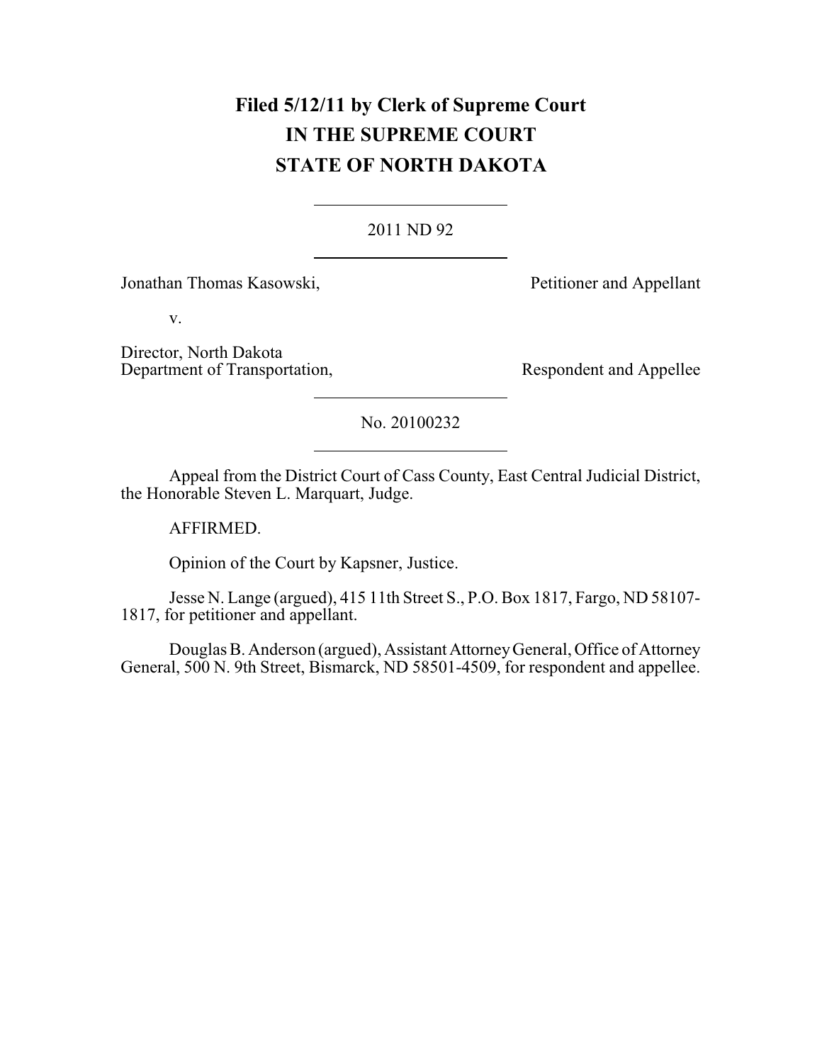**Filed 5/12/11 by Clerk of Supreme Court**
**IN THE SUPREME COURT**
**STATE OF NORTH DAKOTA**

---

2011 ND 92

---

Jonathan Thomas Kasowski, Petitioner and Appellant

v.

Director, North Dakota Department of Transportation, Respondent and Appellee

---

No. 20100232

---

Appeal from the District Court of Cass County, East Central Judicial District, the Honorable Steven L. Marquart, Judge.

AFFIRMED.

Opinion of the Court by Kapsner, Justice.

Jesse N. Lange (argued), 415 11th Street S., P.O. Box 1817, Fargo, ND 58107-1817, for petitioner and appellant.

Douglas B. Anderson (argued), Assistant Attorney General, Office of Attorney General, 500 N. 9th Street, Bismarck, ND 58501-4509, for respondent and appellee.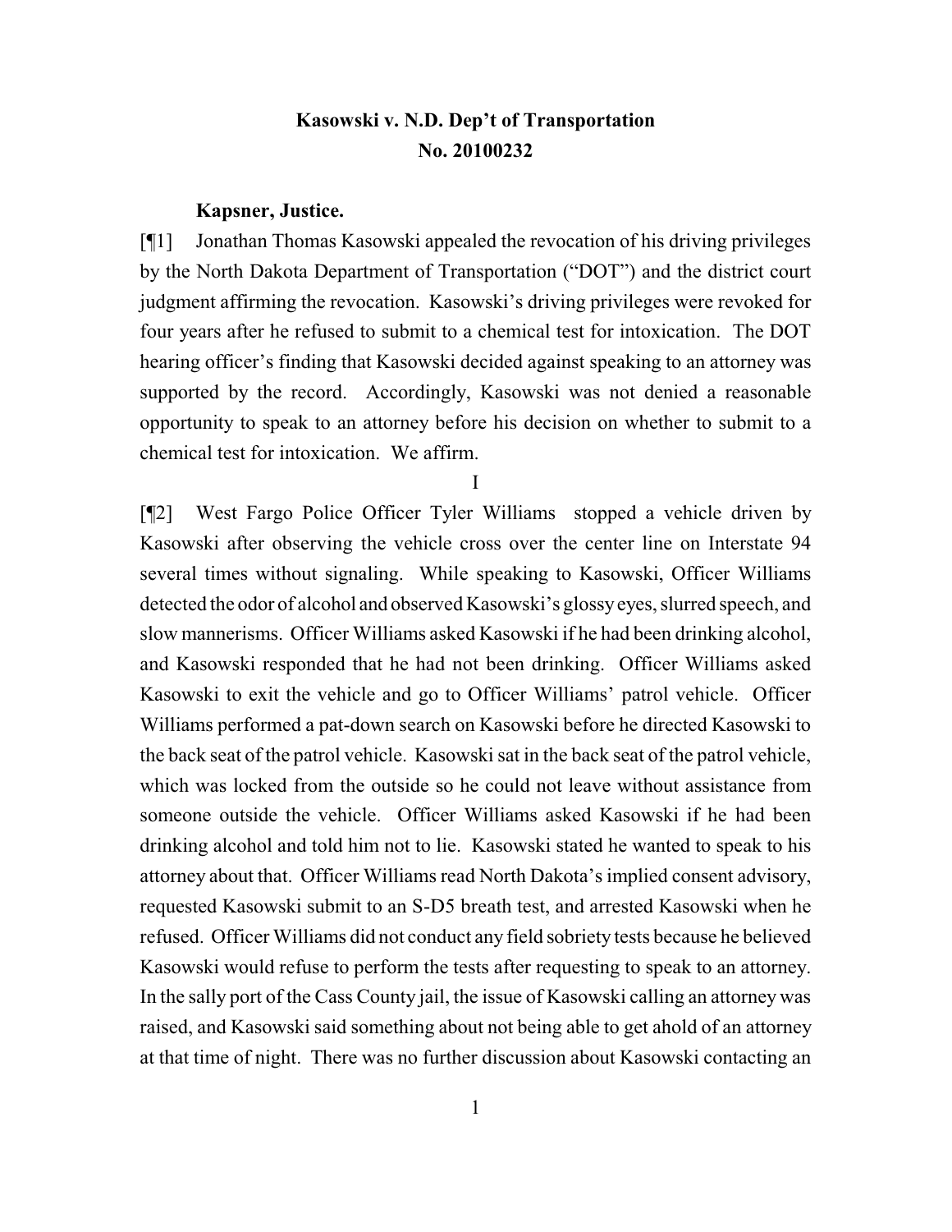**Kasowski v. N.D. Dep't of Transportation**
**No. 20100232**

**Kapsner, Justice.**

[¶1] Jonathan Thomas Kasowski appealed the revocation of his driving privileges by the North Dakota Department of Transportation ("DOT") and the district court judgment affirming the revocation. Kasowski's driving privileges were revoked for four years after he refused to submit to a chemical test for intoxication. The DOT hearing officer's finding that Kasowski decided against speaking to an attorney was supported by the record. Accordingly, Kasowski was not denied a reasonable opportunity to speak to an attorney before his decision on whether to submit to a chemical test for intoxication. We affirm.

I

[¶2] West Fargo Police Officer Tyler Williams stopped a vehicle driven by Kasowski after observing the vehicle cross over the center line on Interstate 94 several times without signaling. While speaking to Kasowski, Officer Williams detected the odor of alcohol and observed Kasowski's glossy eyes, slurred speech, and slow mannerisms. Officer Williams asked Kasowski if he had been drinking alcohol, and Kasowski responded that he had not been drinking. Officer Williams asked Kasowski to exit the vehicle and go to Officer Williams' patrol vehicle. Officer Williams performed a pat-down search on Kasowski before he directed Kasowski to the back seat of the patrol vehicle. Kasowski sat in the back seat of the patrol vehicle, which was locked from the outside so he could not leave without assistance from someone outside the vehicle. Officer Williams asked Kasowski if he had been drinking alcohol and told him not to lie. Kasowski stated he wanted to speak to his attorney about that. Officer Williams read North Dakota's implied consent advisory, requested Kasowski submit to an S-D5 breath test, and arrested Kasowski when he refused. Officer Williams did not conduct any field sobriety tests because he believed Kasowski would refuse to perform the tests after requesting to speak to an attorney. In the sally port of the Cass County jail, the issue of Kasowski calling an attorney was raised, and Kasowski said something about not being able to get ahold of an attorney at that time of night. There was no further discussion about Kasowski contacting an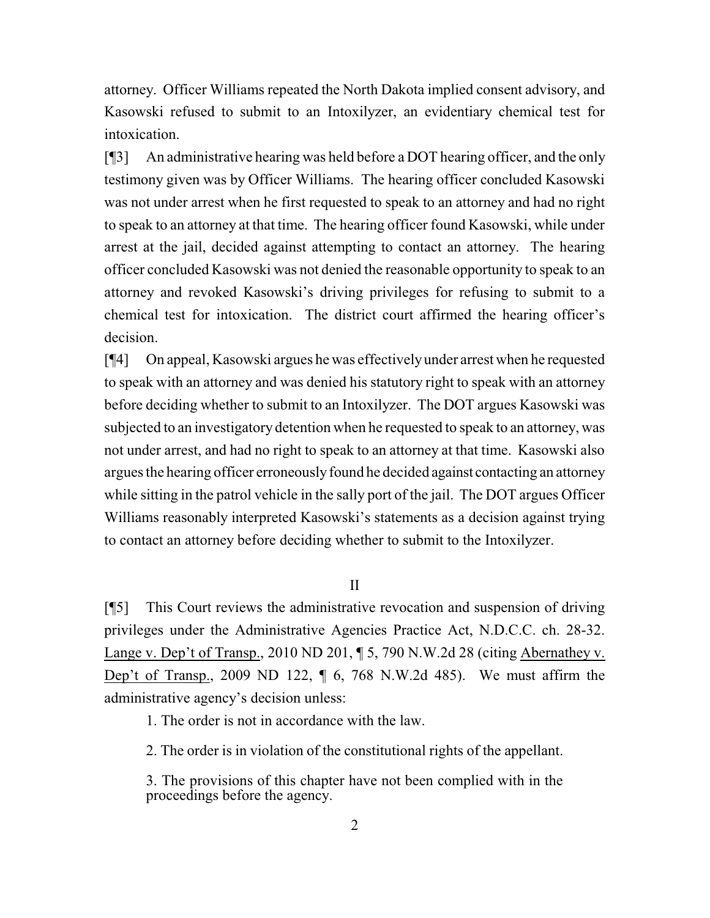attorney. Officer Williams repeated the North Dakota implied consent advisory, and Kasowski refused to submit to an Intoxilyzer, an evidentiary chemical test for intoxication.

[¶3] An administrative hearing was held before a DOT hearing officer, and the only testimony given was by Officer Williams. The hearing officer concluded Kasowski was not under arrest when he first requested to speak to an attorney and had no right to speak to an attorney at that time. The hearing officer found Kasowski, while under arrest at the jail, decided against attempting to contact an attorney. The hearing officer concluded Kasowski was not denied the reasonable opportunity to speak to an attorney and revoked Kasowski's driving privileges for refusing to submit to a chemical test for intoxication. The district court affirmed the hearing officer's decision.

[¶4] On appeal, Kasowski argues he was effectively under arrest when he requested to speak with an attorney and was denied his statutory right to speak with an attorney before deciding whether to submit to an Intoxilyzer. The DOT argues Kasowski was subjected to an investigatory detention when he requested to speak to an attorney, was not under arrest, and had no right to speak to an attorney at that time. Kasowski also argues the hearing officer erroneously found he decided against contacting an attorney while sitting in the patrol vehicle in the sally port of the jail. The DOT argues Officer Williams reasonably interpreted Kasowski's statements as a decision against trying to contact an attorney before deciding whether to submit to the Intoxilyzer.

## II

[¶5] This Court reviews the administrative revocation and suspension of driving privileges under the Administrative Agencies Practice Act, N.D.C.C. ch. 28-32. Lange v. Dep't of Transp., 2010 ND 201, ¶ 5, 790 N.W.2d 28 (citing Abernathey v. Dep't of Transp., 2009 ND 122, ¶ 6, 768 N.W.2d 485). We must affirm the administrative agency's decision unless:

> 1. The order is not in accordance with the law.
>
> 2. The order is in violation of the constitutional rights of the appellant.
>
> 3. The provisions of this chapter have not been complied with in the proceedings before the agency.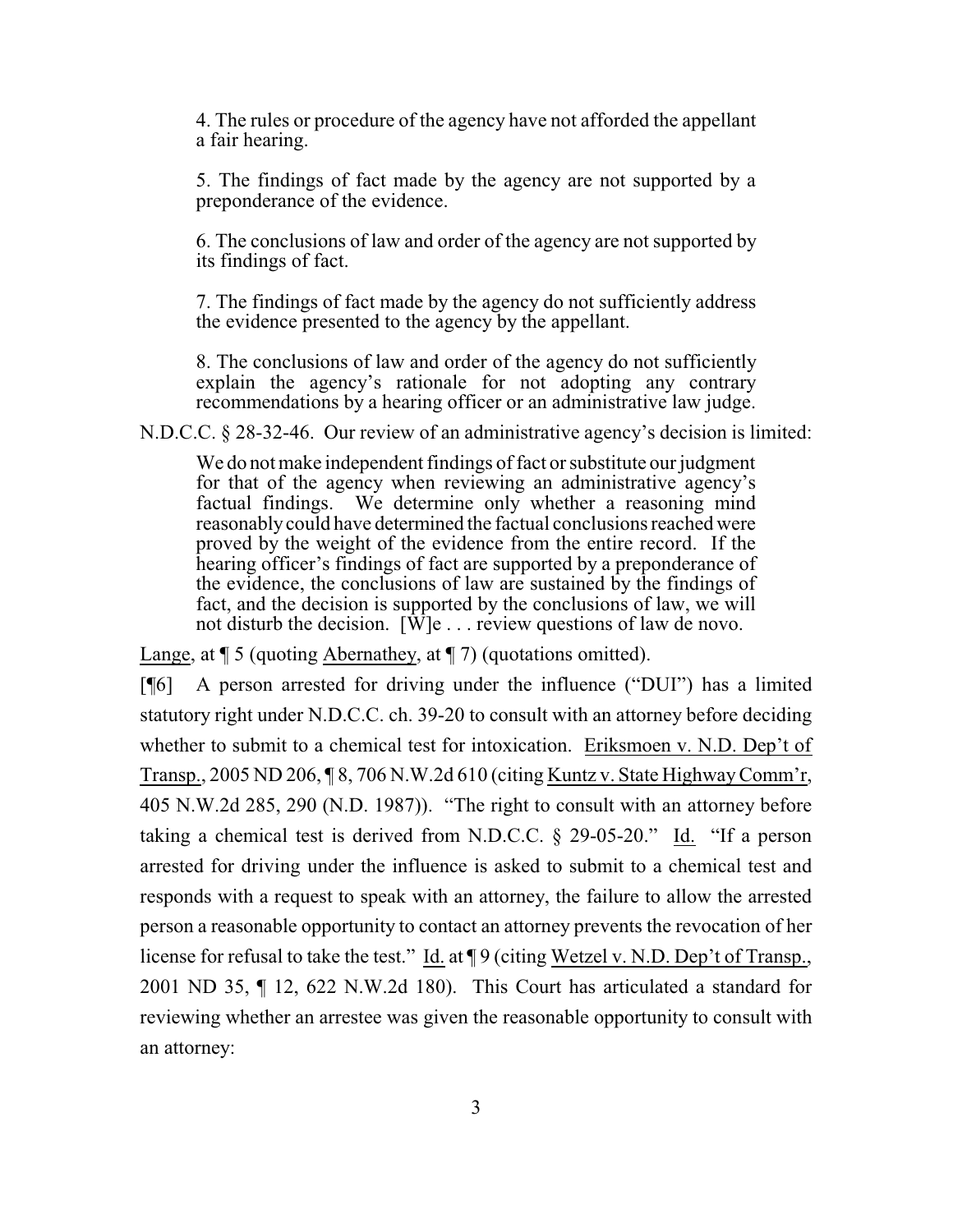> 4. The rules or procedure of the agency have not afforded the appellant a fair hearing.
>
> 5. The findings of fact made by the agency are not supported by a preponderance of the evidence.
>
> 6. The conclusions of law and order of the agency are not supported by its findings of fact.
>
> 7. The findings of fact made by the agency do not sufficiently address the evidence presented to the agency by the appellant.
>
> 8. The conclusions of law and order of the agency do not sufficiently explain the agency's rationale for not adopting any contrary recommendations by a hearing officer or an administrative law judge.

N.D.C.C. § 28-32-46. Our review of an administrative agency's decision is limited:

> We do not make independent findings of fact or substitute our judgment for that of the agency when reviewing an administrative agency's factual findings. We determine only whether a reasoning mind reasonably could have determined the factual conclusions reached were proved by the weight of the evidence from the entire record. If the hearing officer's findings of fact are supported by a preponderance of the evidence, the conclusions of law are sustained by the findings of fact, and the decision is supported by the conclusions of law, we will not disturb the decision. [W]e . . . review questions of law de novo.

Lange, at ¶ 5 (quoting Abernathey, at ¶ 7) (quotations omitted).

[¶6] A person arrested for driving under the influence ("DUI") has a limited statutory right under N.D.C.C. ch. 39-20 to consult with an attorney before deciding whether to submit to a chemical test for intoxication. Eriksmoen v. N.D. Dep't of Transp., 2005 ND 206, ¶ 8, 706 N.W.2d 610 (citing Kuntz v. State Highway Comm'r, 405 N.W.2d 285, 290 (N.D. 1987)). "The right to consult with an attorney before taking a chemical test is derived from N.D.C.C. § 29-05-20." Id. "If a person arrested for driving under the influence is asked to submit to a chemical test and responds with a request to speak with an attorney, the failure to allow the arrested person a reasonable opportunity to contact an attorney prevents the revocation of her license for refusal to take the test." Id. at ¶ 9 (citing Wetzel v. N.D. Dep't of Transp., 2001 ND 35, ¶ 12, 622 N.W.2d 180). This Court has articulated a standard for reviewing whether an arrestee was given the reasonable opportunity to consult with an attorney: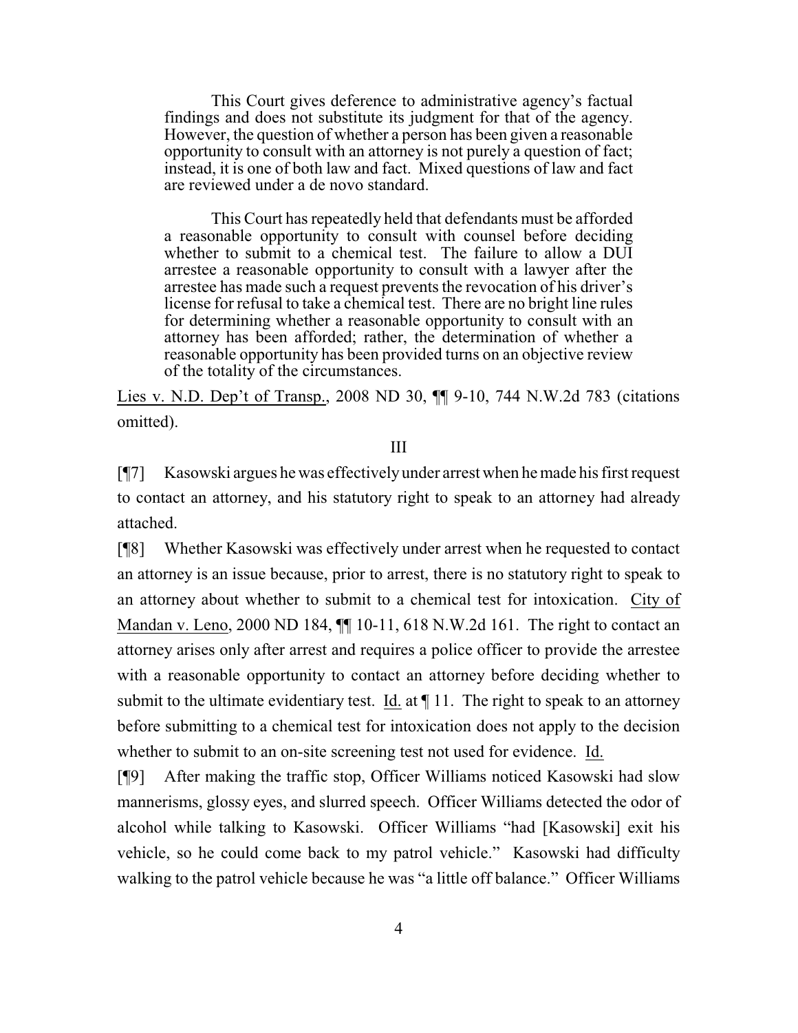> This Court gives deference to administrative agency's factual findings and does not substitute its judgment for that of the agency. However, the question of whether a person has been given a reasonable opportunity to consult with an attorney is not purely a question of fact; instead, it is one of both law and fact. Mixed questions of law and fact are reviewed under a de novo standard.
>
> This Court has repeatedly held that defendants must be afforded a reasonable opportunity to consult with counsel before deciding whether to submit to a chemical test. The failure to allow a DUI arrestee a reasonable opportunity to consult with a lawyer after the arrestee has made such a request prevents the revocation of his driver's license for refusal to take a chemical test. There are no bright line rules for determining whether a reasonable opportunity to consult with an attorney has been afforded; rather, the determination of whether a reasonable opportunity has been provided turns on an objective review of the totality of the circumstances.

Lies v. N.D. Dep't of Transp., 2008 ND 30, ¶¶ 9-10, 744 N.W.2d 783 (citations omitted).

III

[¶7] Kasowski argues he was effectively under arrest when he made his first request to contact an attorney, and his statutory right to speak to an attorney had already attached.

[¶8] Whether Kasowski was effectively under arrest when he requested to contact an attorney is an issue because, prior to arrest, there is no statutory right to speak to an attorney about whether to submit to a chemical test for intoxication. City of Mandan v. Leno, 2000 ND 184, ¶¶ 10-11, 618 N.W.2d 161. The right to contact an attorney arises only after arrest and requires a police officer to provide the arrestee with a reasonable opportunity to contact an attorney before deciding whether to submit to the ultimate evidentiary test. Id. at ¶ 11. The right to speak to an attorney before submitting to a chemical test for intoxication does not apply to the decision whether to submit to an on-site screening test not used for evidence. Id.

[¶9] After making the traffic stop, Officer Williams noticed Kasowski had slow mannerisms, glossy eyes, and slurred speech. Officer Williams detected the odor of alcohol while talking to Kasowski. Officer Williams "had [Kasowski] exit his vehicle, so he could come back to my patrol vehicle." Kasowski had difficulty walking to the patrol vehicle because he was "a little off balance." Officer Williams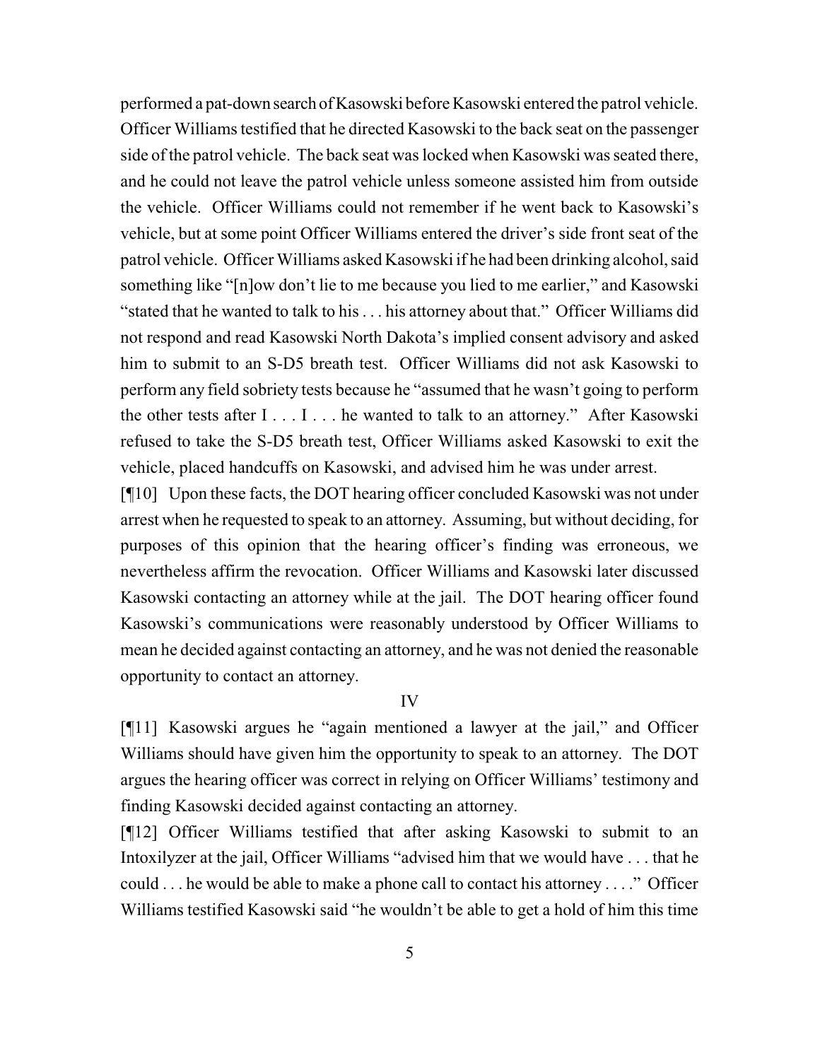performed a pat-down search of Kasowski before Kasowski entered the patrol vehicle. Officer Williams testified that he directed Kasowski to the back seat on the passenger side of the patrol vehicle. The back seat was locked when Kasowski was seated there, and he could not leave the patrol vehicle unless someone assisted him from outside the vehicle. Officer Williams could not remember if he went back to Kasowski's vehicle, but at some point Officer Williams entered the driver's side front seat of the patrol vehicle. Officer Williams asked Kasowski if he had been drinking alcohol, said something like "[n]ow don't lie to me because you lied to me earlier," and Kasowski "stated that he wanted to talk to his . . . his attorney about that." Officer Williams did not respond and read Kasowski North Dakota's implied consent advisory and asked him to submit to an S-D5 breath test. Officer Williams did not ask Kasowski to perform any field sobriety tests because he "assumed that he wasn't going to perform the other tests after I . . . I . . . he wanted to talk to an attorney." After Kasowski refused to take the S-D5 breath test, Officer Williams asked Kasowski to exit the vehicle, placed handcuffs on Kasowski, and advised him he was under arrest.

[¶10] Upon these facts, the DOT hearing officer concluded Kasowski was not under arrest when he requested to speak to an attorney. Assuming, but without deciding, for purposes of this opinion that the hearing officer's finding was erroneous, we nevertheless affirm the revocation. Officer Williams and Kasowski later discussed Kasowski contacting an attorney while at the jail. The DOT hearing officer found Kasowski's communications were reasonably understood by Officer Williams to mean he decided against contacting an attorney, and he was not denied the reasonable opportunity to contact an attorney.

## IV

[¶11] Kasowski argues he "again mentioned a lawyer at the jail," and Officer Williams should have given him the opportunity to speak to an attorney. The DOT argues the hearing officer was correct in relying on Officer Williams' testimony and finding Kasowski decided against contacting an attorney.

[¶12] Officer Williams testified that after asking Kasowski to submit to an Intoxilyzer at the jail, Officer Williams "advised him that we would have . . . that he could . . . he would be able to make a phone call to contact his attorney . . . ." Officer Williams testified Kasowski said "he wouldn't be able to get a hold of him this time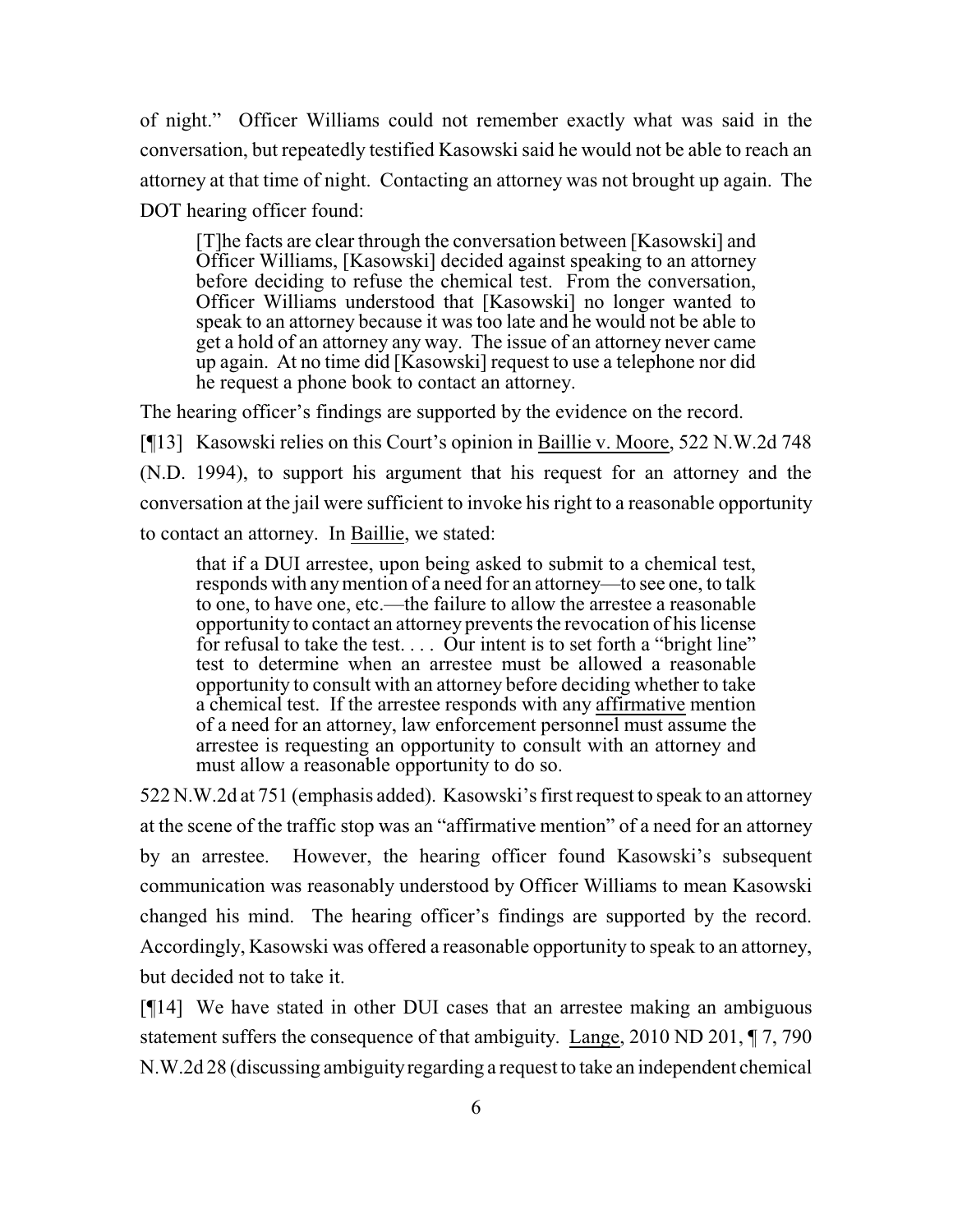of night." Officer Williams could not remember exactly what was said in the conversation, but repeatedly testified Kasowski said he would not be able to reach an attorney at that time of night. Contacting an attorney was not brought up again. The DOT hearing officer found:

> [T]he facts are clear through the conversation between [Kasowski] and Officer Williams, [Kasowski] decided against speaking to an attorney before deciding to refuse the chemical test. From the conversation, Officer Williams understood that [Kasowski] no longer wanted to speak to an attorney because it was too late and he would not be able to get a hold of an attorney any way. The issue of an attorney never came up again. At no time did [Kasowski] request to use a telephone nor did he request a phone book to contact an attorney.

The hearing officer's findings are supported by the evidence on the record.

[¶13] Kasowski relies on this Court's opinion in Baillie v. Moore, 522 N.W.2d 748 (N.D. 1994), to support his argument that his request for an attorney and the conversation at the jail were sufficient to invoke his right to a reasonable opportunity to contact an attorney. In Baillie, we stated:

> that if a DUI arrestee, upon being asked to submit to a chemical test, responds with any mention of a need for an attorney—to see one, to talk to one, to have one, etc.—the failure to allow the arrestee a reasonable opportunity to contact an attorney prevents the revocation of his license for refusal to take the test. . . . Our intent is to set forth a "bright line" test to determine when an arrestee must be allowed a reasonable opportunity to consult with an attorney before deciding whether to take a chemical test. If the arrestee responds with any affirmative mention of a need for an attorney, law enforcement personnel must assume the arrestee is requesting an opportunity to consult with an attorney and must allow a reasonable opportunity to do so.

522 N.W.2d at 751 (emphasis added). Kasowski's first request to speak to an attorney at the scene of the traffic stop was an "affirmative mention" of a need for an attorney by an arrestee. However, the hearing officer found Kasowski's subsequent communication was reasonably understood by Officer Williams to mean Kasowski changed his mind. The hearing officer's findings are supported by the record. Accordingly, Kasowski was offered a reasonable opportunity to speak to an attorney, but decided not to take it.

[¶14] We have stated in other DUI cases that an arrestee making an ambiguous statement suffers the consequence of that ambiguity. Lange, 2010 ND 201, ¶ 7, 790 N.W.2d 28 (discussing ambiguity regarding a request to take an independent chemical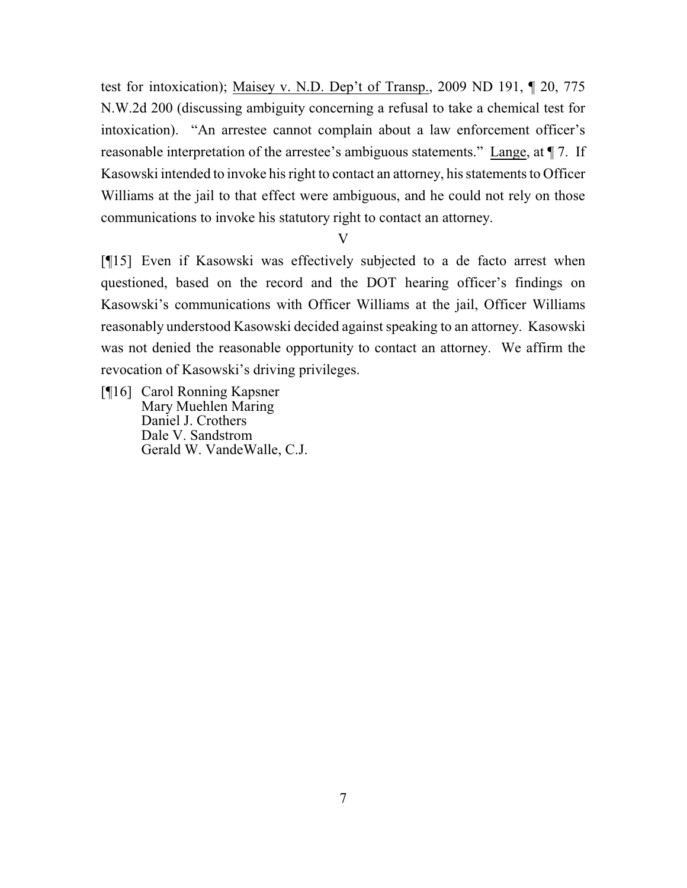test for intoxication); Maisey v. N.D. Dep't of Transp., 2009 ND 191, ¶ 20, 775 N.W.2d 200 (discussing ambiguity concerning a refusal to take a chemical test for intoxication). "An arrestee cannot complain about a law enforcement officer's reasonable interpretation of the arrestee's ambiguous statements." Lange, at ¶ 7. If Kasowski intended to invoke his right to contact an attorney, his statements to Officer Williams at the jail to that effect were ambiguous, and he could not rely on those communications to invoke his statutory right to contact an attorney.

V

[¶15] Even if Kasowski was effectively subjected to a de facto arrest when questioned, based on the record and the DOT hearing officer's findings on Kasowski's communications with Officer Williams at the jail, Officer Williams reasonably understood Kasowski decided against speaking to an attorney. Kasowski was not denied the reasonable opportunity to contact an attorney. We affirm the revocation of Kasowski's driving privileges.

[¶16] Carol Ronning Kapsner
Mary Muehlen Maring
Daniel J. Crothers
Dale V. Sandstrom
Gerald W. VandeWalle, C.J.